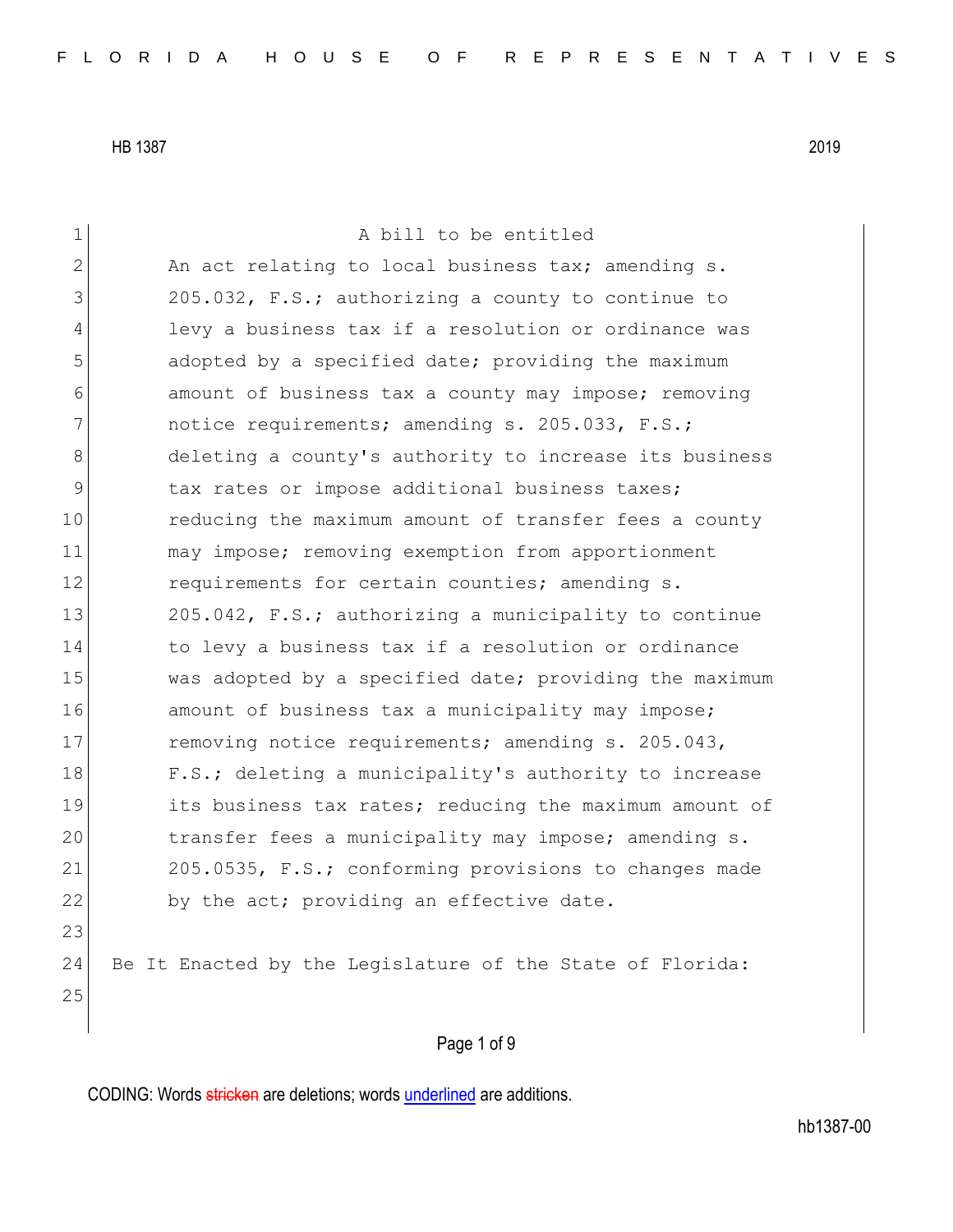HB 1387 2019

A bill to be entitled

An act relating to local business tax; amending s. 205.032, F.S.; authorizing a county to continue to levy a business tax if a resolution or ordinance was adopted by a specified date; providing the maximum amount of business tax a county may impose; removing notice requirements; amending s. 205.033, F.S.; deleting a county's authority to increase its business tax rates or impose additional business taxes; reducing the maximum amount of transfer fees a county may impose; removing exemption from apportionment requirements for certain counties; amending s. 205.042, F.S.; authorizing a municipality to continue to levy a business tax if a resolution or ordinance was adopted by a specified date; providing the maximum amount of business tax a municipality may impose; removing notice requirements; amending s. 205.043, F.S.; deleting a municipality's authority to increase its business tax rates; reducing the maximum amount of transfer fees a municipality may impose; amending s. 205.0535, F.S.; conforming provisions to changes made by the act; providing an effective date.

Be It Enacted by the Legislature of the State of Florida:

CODING: Words stricken are deletions; words underlined are additions.

hb1387-00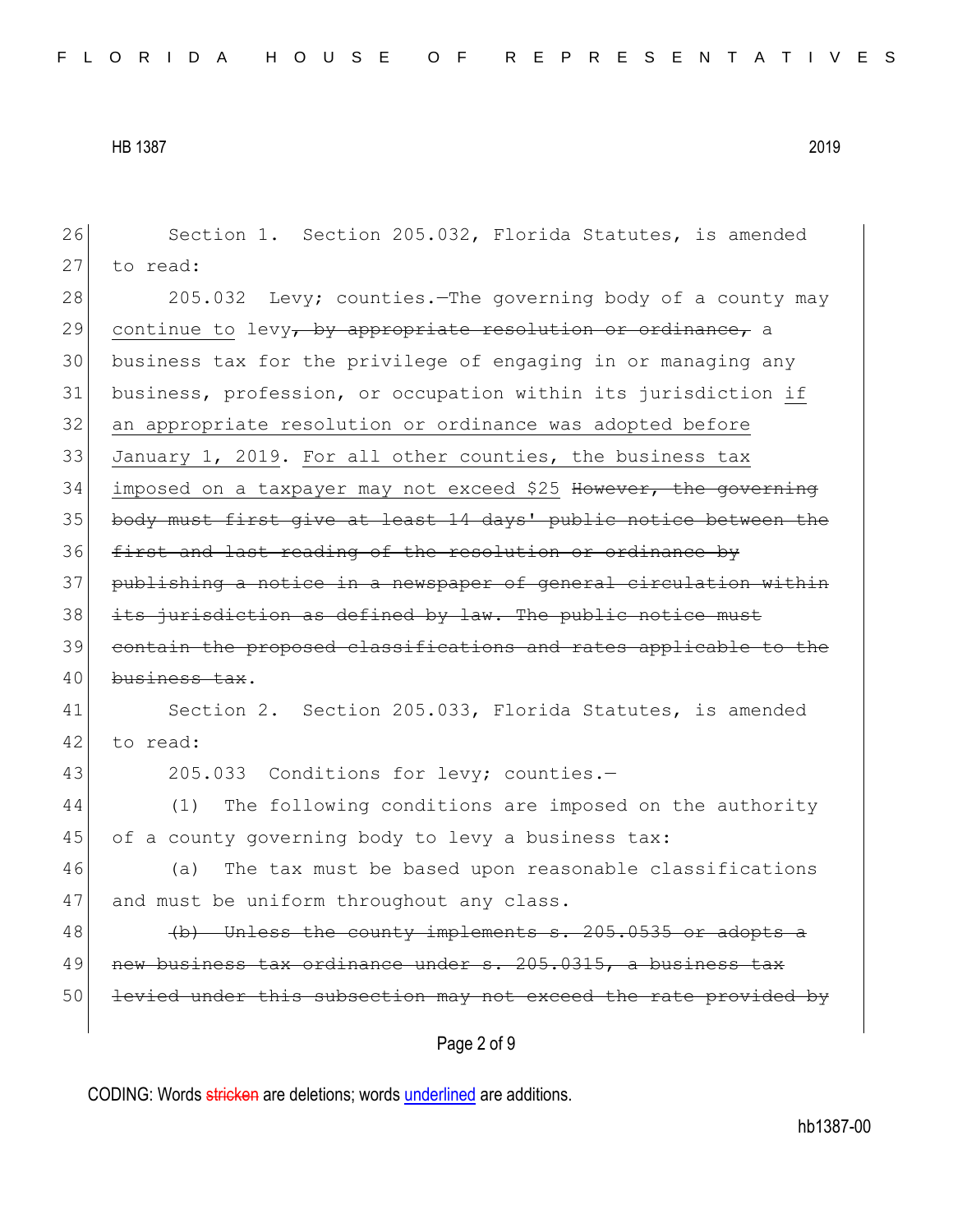Section 1. Section 205.032, Florida Statutes, is amended to read:

205.032 Levy; counties.—The governing body of a county may <u>continue to</u> levy~~, by appropriate resolution or ordinance,~~ a business tax for the privilege of engaging in or managing any business, profession, or occupation within its jurisdiction <u>if an appropriate resolution or ordinance was adopted before January 1, 2019</u>. <u>For all other counties, the business tax imposed on a taxpayer may not exceed $25</u> ~~However, the governing body must first give at least 14 days' public notice between the first and last reading of the resolution or ordinance by publishing a notice in a newspaper of general circulation within its jurisdiction as defined by law. The public notice must contain the proposed classifications and rates applicable to the business tax~~.

Section 2. Section 205.033, Florida Statutes, is amended to read:

205.033 Conditions for levy; counties.—

(1) The following conditions are imposed on the authority of a county governing body to levy a business tax:

(a) The tax must be based upon reasonable classifications and must be uniform throughout any class.

~~(b) Unless the county implements s. 205.0535 or adopts a new business tax ordinance under s. 205.0315, a business tax levied under this subsection may not exceed the rate provided by~~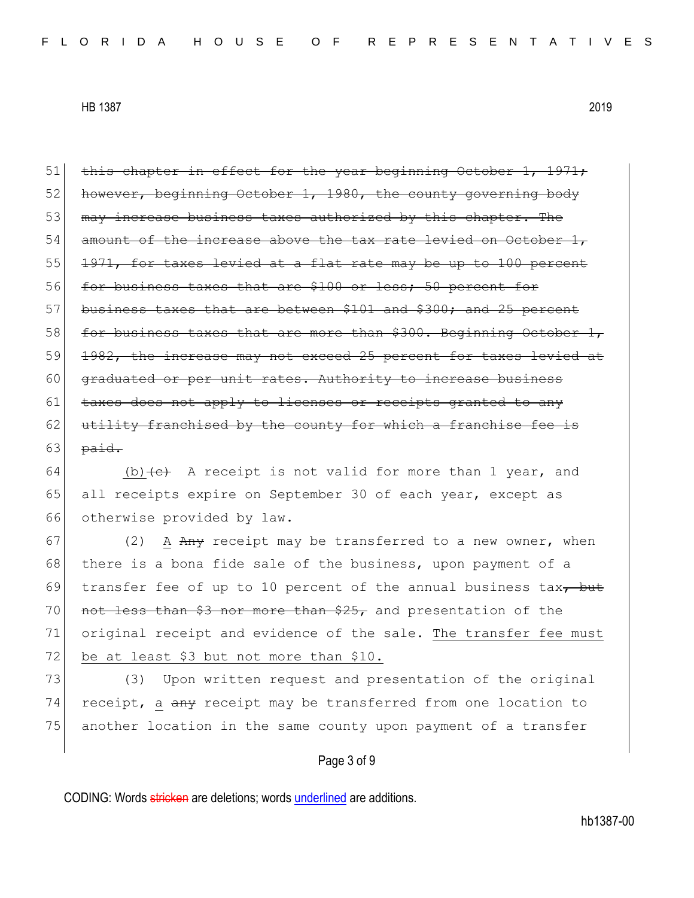~~this chapter in effect for the year beginning October 1, 1971; however, beginning October 1, 1980, the county governing body may increase business taxes authorized by this chapter. The amount of the increase above the tax rate levied on October 1, 1971, for taxes levied at a flat rate may be up to 100 percent for business taxes that are $100 or less; 50 percent for business taxes that are between $101 and $300; and 25 percent for business taxes that are more than $300. Beginning October 1, 1982, the increase may not exceed 25 percent for taxes levied at graduated or per unit rates. Authority to increase business taxes does not apply to licenses or receipts granted to any utility franchised by the county for which a franchise fee is paid.~~

<u>(b)</u>~~(c)~~ A receipt is not valid for more than 1 year, and all receipts expire on September 30 of each year, except as otherwise provided by law.

(2) <u>A</u> ~~Any~~ receipt may be transferred to a new owner, when there is a bona fide sale of the business, upon payment of a transfer fee of up to 10 percent of the annual business tax~~, but not less than $3 nor more than $25,~~ and presentation of the original receipt and evidence of the sale. <u>The transfer fee must be at least $3 but not more than $10.</u>

(3) Upon written request and presentation of the original receipt, <u>a</u> ~~any~~ receipt may be transferred from one location to another location in the same county upon payment of a transfer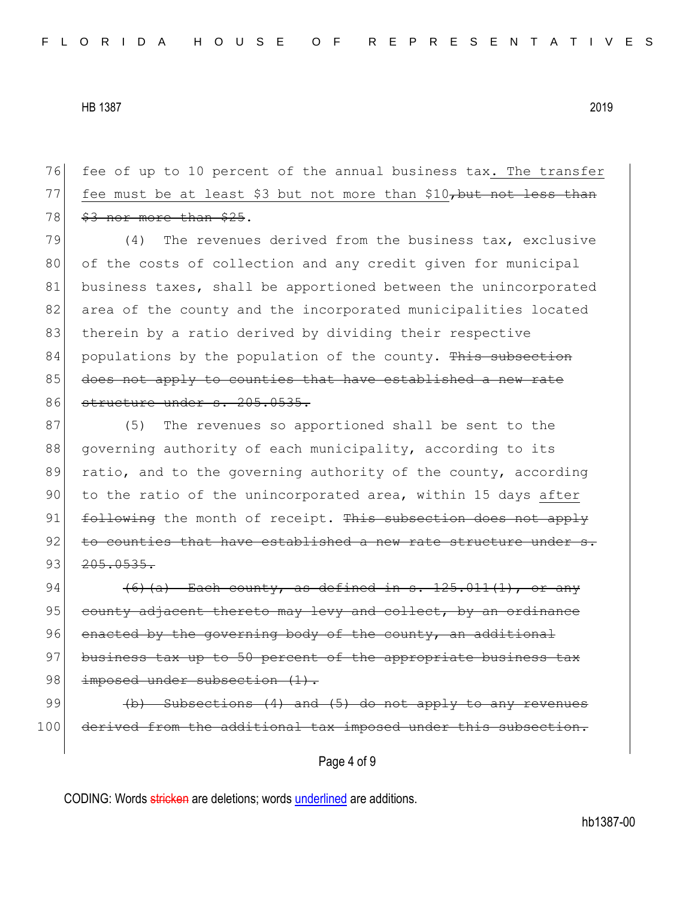fee of up to 10 percent of the annual business tax<u>. The transfer fee must be at least $3 but not more than $10</u>~~, but not less than $3 nor more than $25~~.

(4) The revenues derived from the business tax, exclusive of the costs of collection and any credit given for municipal business taxes, shall be apportioned between the unincorporated area of the county and the incorporated municipalities located therein by a ratio derived by dividing their respective populations by the population of the county. ~~This subsection does not apply to counties that have established a new rate structure under s. 205.0535.~~

(5) The revenues so apportioned shall be sent to the governing authority of each municipality, according to its ratio, and to the governing authority of the county, according to the ratio of the unincorporated area, within 15 days <u>after</u> ~~following~~ the month of receipt. ~~This subsection does not apply to counties that have established a new rate structure under s. 205.0535.~~

~~(6)(a) Each county, as defined in s. 125.011(1), or any county adjacent thereto may levy and collect, by an ordinance enacted by the governing body of the county, an additional business tax up to 50 percent of the appropriate business tax imposed under subsection (1).~~

~~(b) Subsections (4) and (5) do not apply to any revenues derived from the additional tax imposed under this subsection.~~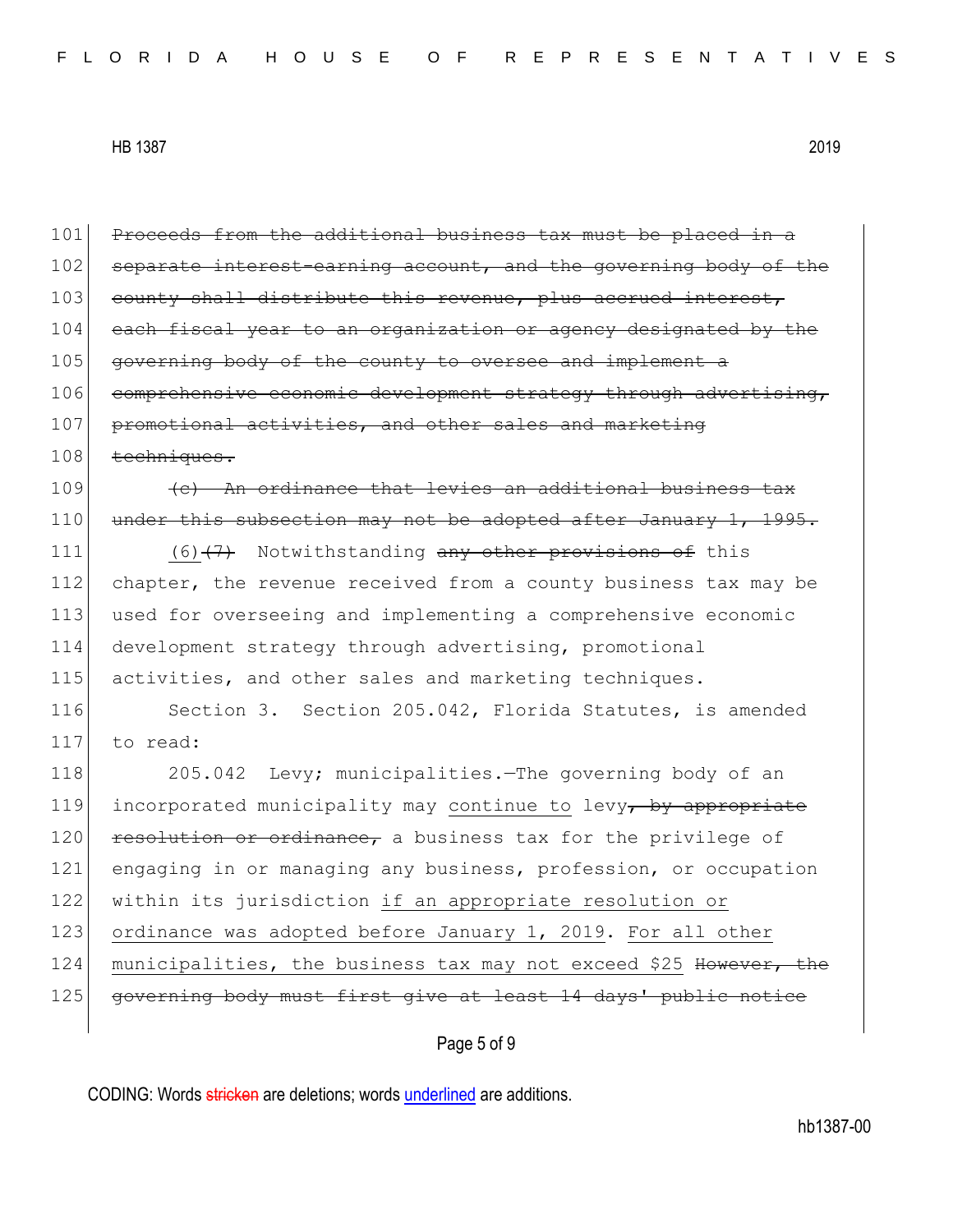101 ~~Proceeds from the additional business tax must be placed in a~~
102 ~~separate interest-earning account, and the governing body of the~~
103 ~~county shall distribute this revenue, plus accrued interest,~~
104 ~~each fiscal year to an organization or agency designated by the~~
105 ~~governing body of the county to oversee and implement a~~
106 ~~comprehensive economic development strategy through advertising,~~
107 ~~promotional activities, and other sales and marketing~~
108 ~~techniques.~~

109 ~~(c) An ordinance that levies an additional business tax~~
110 ~~under this subsection may not be adopted after January 1, 1995.~~

111 <u>(6)</u>~~(7)~~ Notwithstanding ~~any other provisions of~~ this
112 chapter, the revenue received from a county business tax may be
113 used for overseeing and implementing a comprehensive economic
114 development strategy through advertising, promotional
115 activities, and other sales and marketing techniques.

116 Section 3. Section 205.042, Florida Statutes, is amended
117 to read:

118 205.042 Levy; municipalities.—The governing body of an
119 incorporated municipality may <u>continue to</u> levy~~, by appropriate~~
120 ~~resolution or ordinance,~~ a business tax for the privilege of
121 engaging in or managing any business, profession, or occupation
122 within its jurisdiction <u>if an appropriate resolution or</u>
123 <u>ordinance was adopted before January 1, 2019</u>. <u>For all other</u>
124 <u>municipalities, the business tax may not exceed $25</u> ~~However, the~~
125 ~~governing body must first give at least 14 days' public notice~~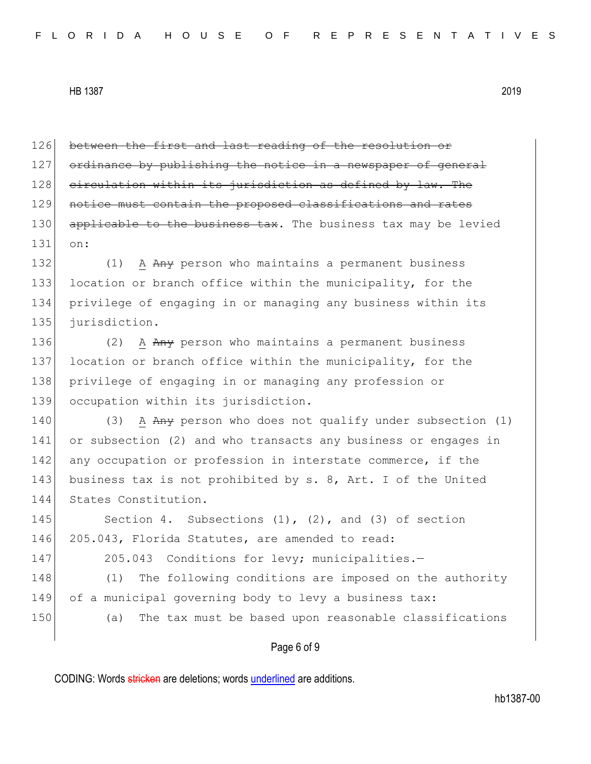~~between the first and last reading of the resolution or ordinance by publishing the notice in a newspaper of general circulation within its jurisdiction as defined by law. The notice must contain the proposed classifications and rates applicable to the business tax~~. The business tax may be levied on:

(1) A ~~Any~~ person who maintains a permanent business location or branch office within the municipality, for the privilege of engaging in or managing any business within its jurisdiction.

(2) A ~~Any~~ person who maintains a permanent business location or branch office within the municipality, for the privilege of engaging in or managing any profession or occupation within its jurisdiction.

(3) A ~~Any~~ person who does not qualify under subsection (1) or subsection (2) and who transacts any business or engages in any occupation or profession in interstate commerce, if the business tax is not prohibited by s. 8, Art. I of the United States Constitution.

Section 4. Subsections (1), (2), and (3) of section 205.043, Florida Statutes, are amended to read:

205.043 Conditions for levy; municipalities.—

(1) The following conditions are imposed on the authority of a municipal governing body to levy a business tax:

(a) The tax must be based upon reasonable classifications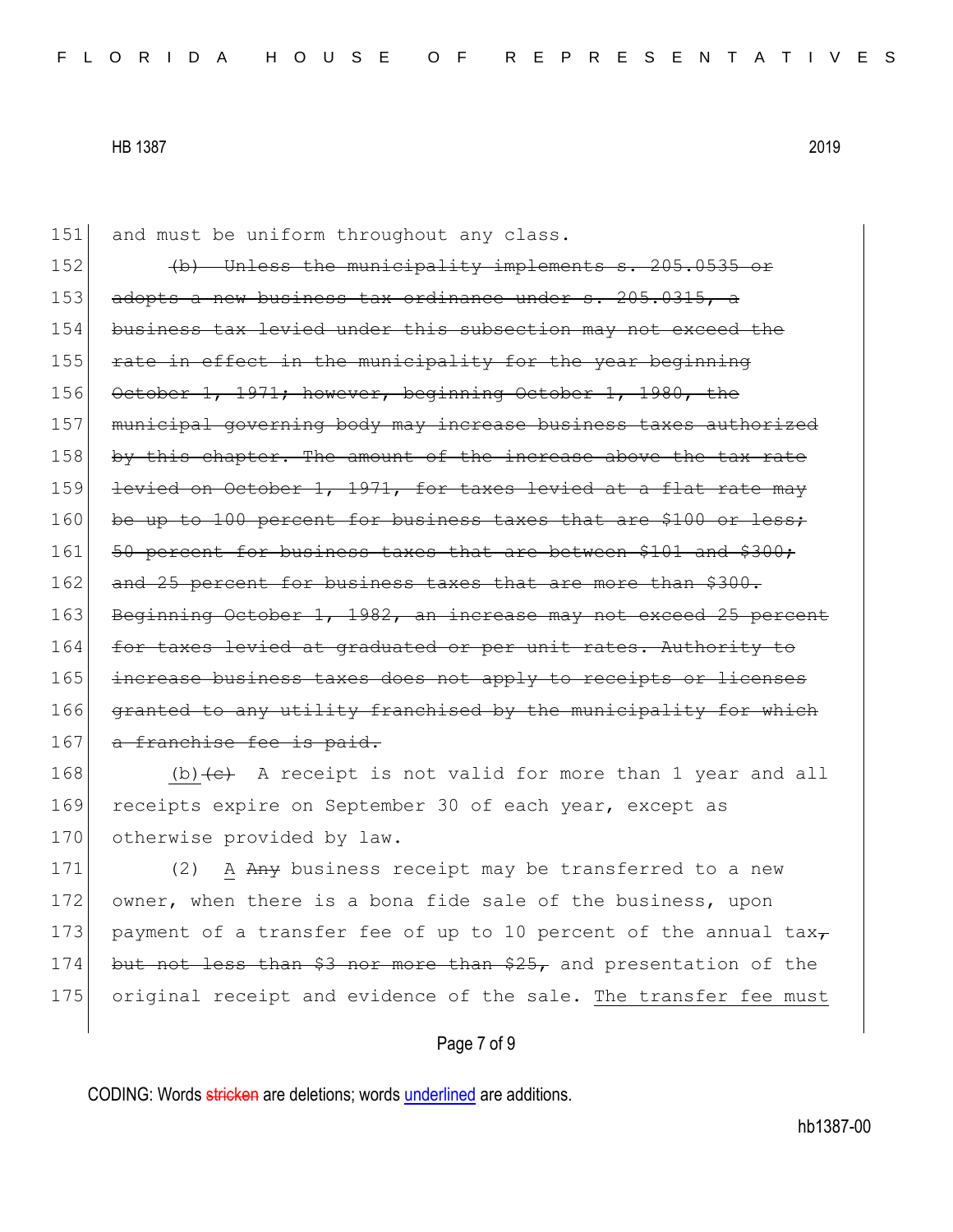151 and must be uniform throughout any class.

152 ~~(b) Unless the municipality implements s. 205.0535 or~~
153 ~~adopts a new business tax ordinance under s. 205.0315, a~~
154 ~~business tax levied under this subsection may not exceed the~~
155 ~~rate in effect in the municipality for the year beginning~~
156 ~~October 1, 1971; however, beginning October 1, 1980, the~~
157 ~~municipal governing body may increase business taxes authorized~~
158 ~~by this chapter. The amount of the increase above the tax rate~~
159 ~~levied on October 1, 1971, for taxes levied at a flat rate may~~
160 ~~be up to 100 percent for business taxes that are $100 or less;~~
161 ~~50 percent for business taxes that are between $101 and $300;~~
162 ~~and 25 percent for business taxes that are more than $300.~~
163 ~~Beginning October 1, 1982, an increase may not exceed 25 percent~~
164 ~~for taxes levied at graduated or per unit rates. Authority to~~
165 ~~increase business taxes does not apply to receipts or licenses~~
166 ~~granted to any utility franchised by the municipality for which~~
167 ~~a franchise fee is paid.~~

168 <u>(b)</u>~~(c)~~ A receipt is not valid for more than 1 year and all
169 receipts expire on September 30 of each year, except as
170 otherwise provided by law.

171 (2) <u>A</u> ~~Any~~ business receipt may be transferred to a new
172 owner, when there is a bona fide sale of the business, upon
173 payment of a transfer fee of up to 10 percent of the annual tax~~,~~
174 ~~but not less than $3 nor more than $25,~~ and presentation of the
175 original receipt and evidence of the sale. <u>The transfer fee must</u>

CODING: Words ~~stricken~~ are deletions; words <u>underlined</u> are additions.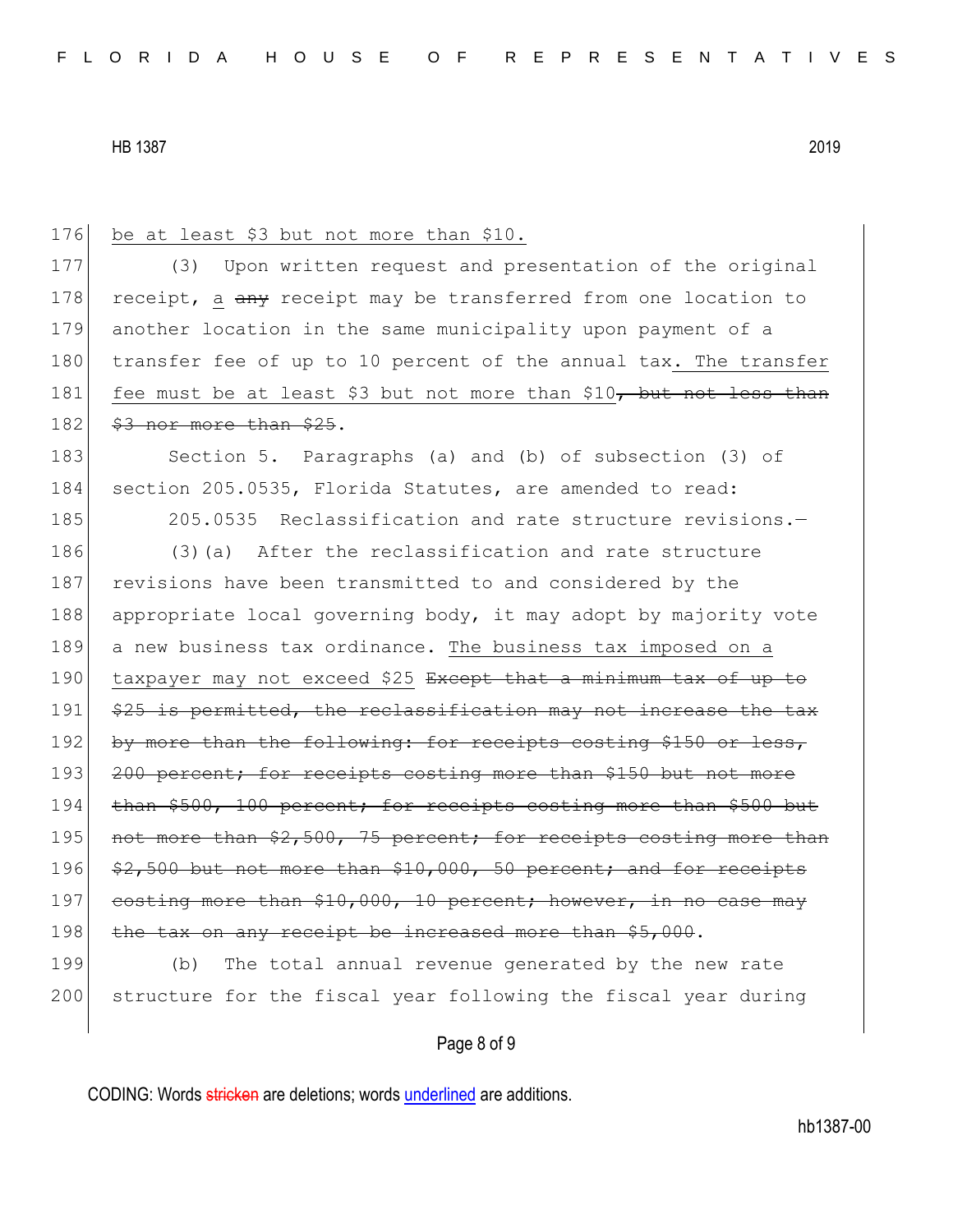176 be at least $3 but not more than $10.

177 (3) Upon written request and presentation of the original
178 receipt, a ~~any~~ receipt may be transferred from one location to
179 another location in the same municipality upon payment of a
180 transfer fee of up to 10 percent of the annual tax. The transfer
181 fee must be at least $3 but not more than $10~~, but not less than~~
182 ~~$3 nor more than $25~~.

183 Section 5. Paragraphs (a) and (b) of subsection (3) of
184 section 205.0535, Florida Statutes, are amended to read:

185 205.0535 Reclassification and rate structure revisions.—

186 (3)(a) After the reclassification and rate structure
187 revisions have been transmitted to and considered by the
188 appropriate local governing body, it may adopt by majority vote
189 a new business tax ordinance. The business tax imposed on a
190 taxpayer may not exceed $25 ~~Except that a minimum tax of up to~~
191 ~~$25 is permitted, the reclassification may not increase the tax~~
192 ~~by more than the following: for receipts costing $150 or less,~~
193 ~~200 percent; for receipts costing more than $150 but not more~~
194 ~~than $500, 100 percent; for receipts costing more than $500 but~~
195 ~~not more than $2,500, 75 percent; for receipts costing more than~~
196 ~~$2,500 but not more than $10,000, 50 percent; and for receipts~~
197 ~~costing more than $10,000, 10 percent; however, in no case may~~
198 ~~the tax on any receipt be increased more than $5,000~~.

199 (b) The total annual revenue generated by the new rate
200 structure for the fiscal year following the fiscal year during

CODING: Words ~~stricken~~ are deletions; words underlined are additions.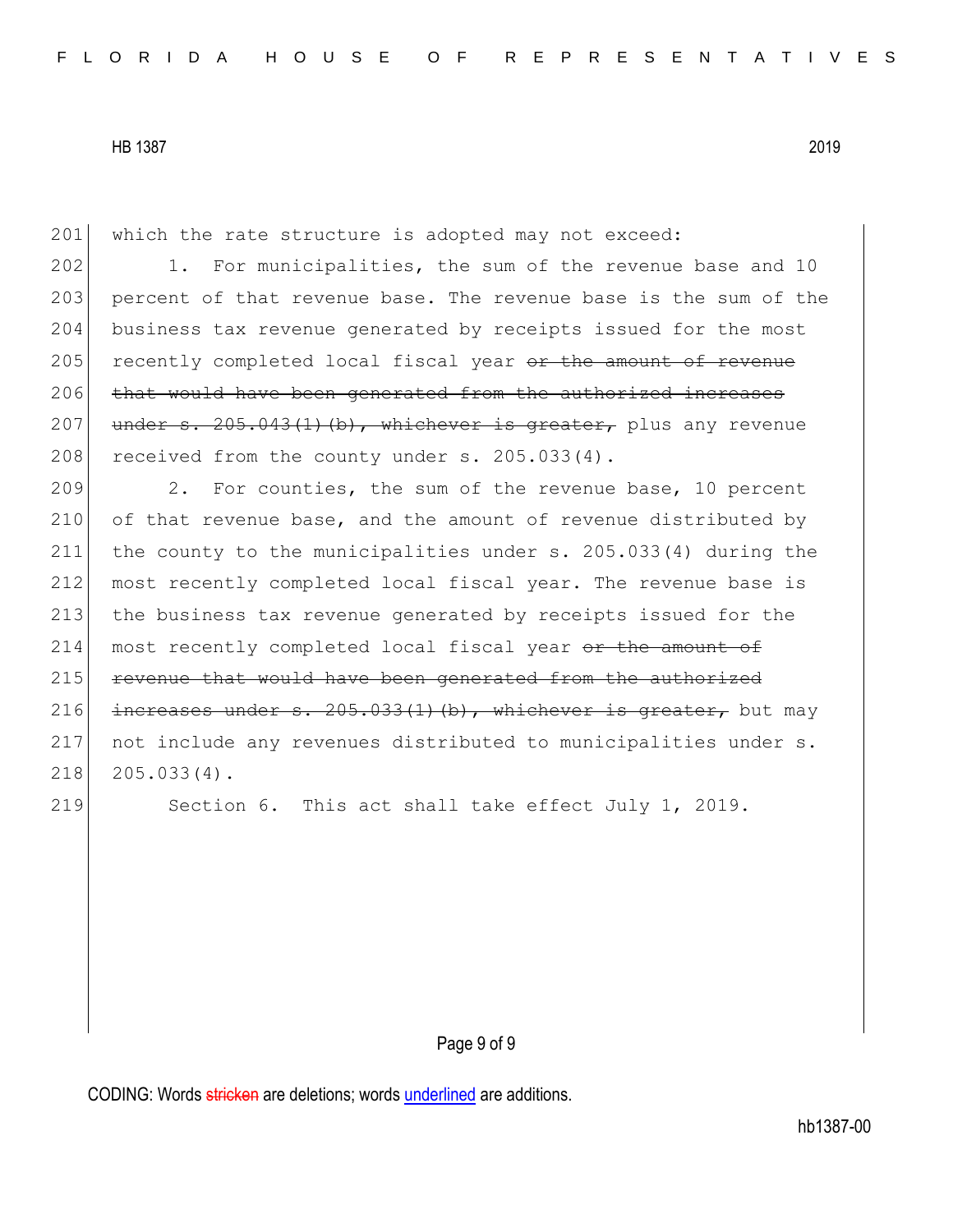201 which the rate structure is adopted may not exceed:

202 1. For municipalities, the sum of the revenue base and 10
203 percent of that revenue base. The revenue base is the sum of the
204 business tax revenue generated by receipts issued for the most
205 recently completed local fiscal year ~~or the amount of revenue~~
206 ~~that would have been generated from the authorized increases~~
207 ~~under s. 205.043(1)(b), whichever is greater,~~ plus any revenue
208 received from the county under s. 205.033(4).

209 2. For counties, the sum of the revenue base, 10 percent
210 of that revenue base, and the amount of revenue distributed by
211 the county to the municipalities under s. 205.033(4) during the
212 most recently completed local fiscal year. The revenue base is
213 the business tax revenue generated by receipts issued for the
214 most recently completed local fiscal year ~~or the amount of~~
215 ~~revenue that would have been generated from the authorized~~
216 ~~increases under s. 205.033(1)(b), whichever is greater,~~ but may
217 not include any revenues distributed to municipalities under s.
218 205.033(4).

219 Section 6. This act shall take effect July 1, 2019.

CODING: Words ~~stricken~~ are deletions; words underlined are additions.